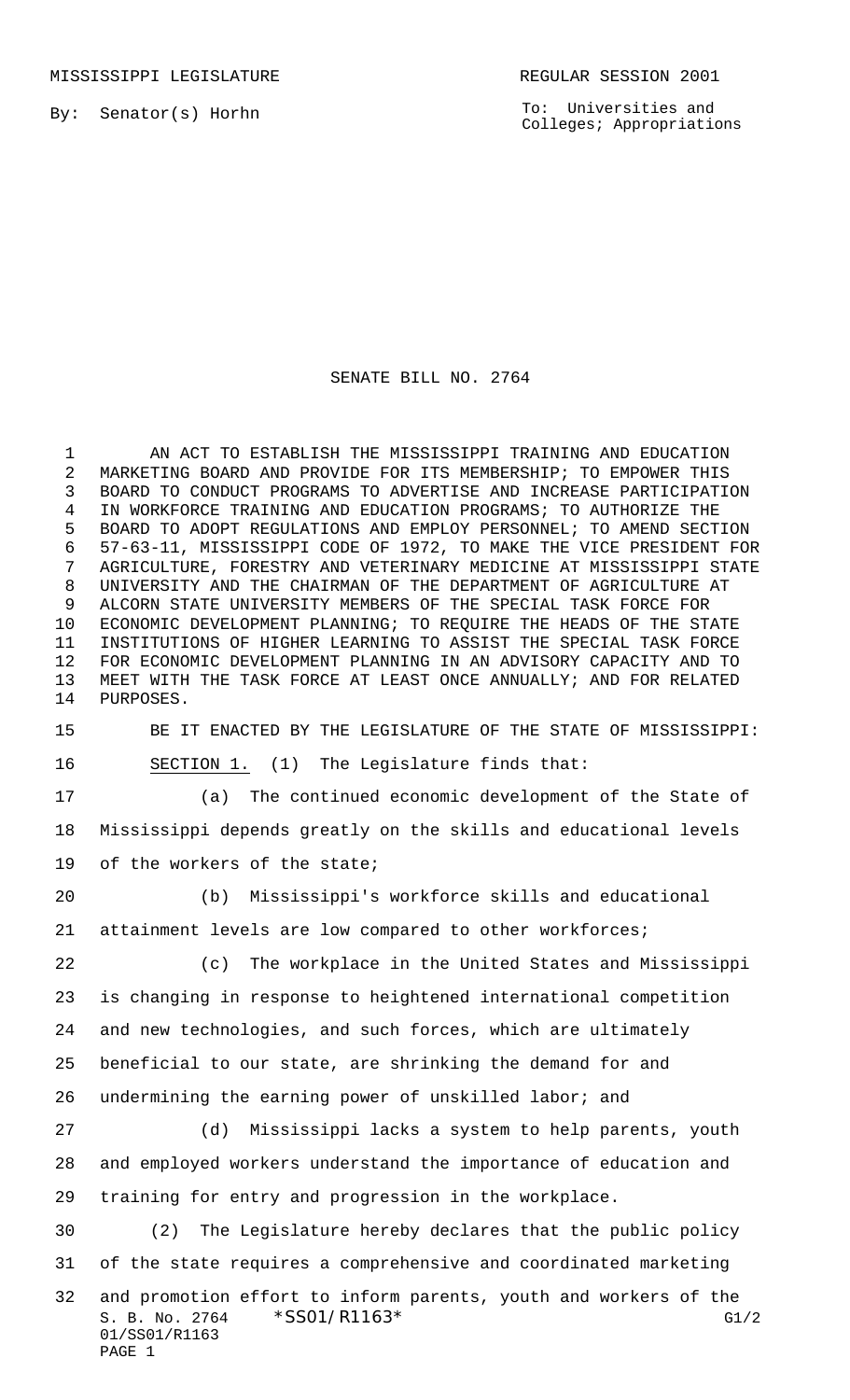MISSISSIPPI LEGISLATURE REGULAR SESSION 2001

By: Senator(s) Horhn

To: Universities and Colleges; Appropriations

# SENATE BILL NO. 2764

AN ACT TO ESTABLISH THE MISSISSIPPI TRAINING AND EDUCATION MARKETING BOARD AND PROVIDE FOR ITS MEMBERSHIP; TO EMPOWER THIS BOARD TO CONDUCT PROGRAMS TO ADVERTISE AND INCREASE PARTICIPATION IN WORKFORCE TRAINING AND EDUCATION PROGRAMS; TO AUTHORIZE THE BOARD TO ADOPT REGULATIONS AND EMPLOY PERSONNEL; TO AMEND SECTION 57-63-11, MISSISSIPPI CODE OF 1972, TO MAKE THE VICE PRESIDENT FOR AGRICULTURE, FORESTRY AND VETERINARY MEDICINE AT MISSISSIPPI STATE UNIVERSITY AND THE CHAIRMAN OF THE DEPARTMENT OF AGRICULTURE AT ALCORN STATE UNIVERSITY MEMBERS OF THE SPECIAL TASK FORCE FOR ECONOMIC DEVELOPMENT PLANNING; TO REQUIRE THE HEADS OF THE STATE INSTITUTIONS OF HIGHER LEARNING TO ASSIST THE SPECIAL TASK FORCE FOR ECONOMIC DEVELOPMENT PLANNING IN AN ADVISORY CAPACITY AND TO MEET WITH THE TASK FORCE AT LEAST ONCE ANNUALLY; AND FOR RELATED PURPOSES.

BE IT ENACTED BY THE LEGISLATURE OF THE STATE OF MISSISSIPPI:

SECTION 1. (1) The Legislature finds that:

(a) The continued economic development of the State of Mississippi depends greatly on the skills and educational levels of the workers of the state;

(b) Mississippi's workforce skills and educational attainment levels are low compared to other workforces;

(c) The workplace in the United States and Mississippi is changing in response to heightened international competition and new technologies, and such forces, which are ultimately beneficial to our state, are shrinking the demand for and undermining the earning power of unskilled labor; and

(d) Mississippi lacks a system to help parents, youth and employed workers understand the importance of education and training for entry and progression in the workplace.

(2) The Legislature hereby declares that the public policy of the state requires a comprehensive and coordinated marketing and promotion effort to inform parents, youth and workers of the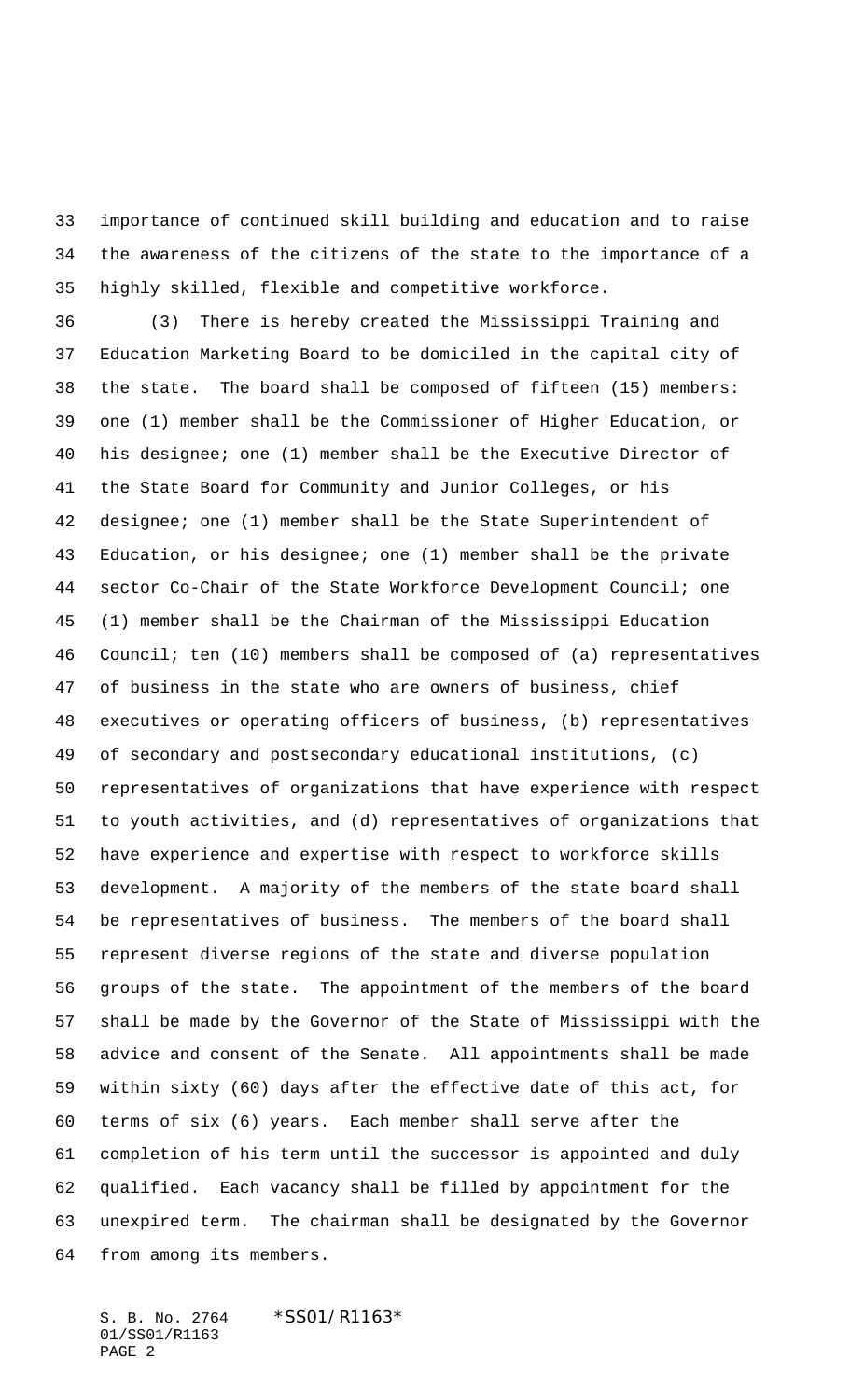importance of continued skill building and education and to raise the awareness of the citizens of the state to the importance of a highly skilled, flexible and competitive workforce.

(3) There is hereby created the Mississippi Training and Education Marketing Board to be domiciled in the capital city of the state. The board shall be composed of fifteen (15) members: one (1) member shall be the Commissioner of Higher Education, or his designee; one (1) member shall be the Executive Director of the State Board for Community and Junior Colleges, or his designee; one (1) member shall be the State Superintendent of Education, or his designee; one (1) member shall be the private sector Co-Chair of the State Workforce Development Council; one (1) member shall be the Chairman of the Mississippi Education Council; ten (10) members shall be composed of (a) representatives of business in the state who are owners of business, chief executives or operating officers of business, (b) representatives of secondary and postsecondary educational institutions, (c) representatives of organizations that have experience with respect to youth activities, and (d) representatives of organizations that have experience and expertise with respect to workforce skills development. A majority of the members of the state board shall be representatives of business. The members of the board shall represent diverse regions of the state and diverse population groups of the state. The appointment of the members of the board shall be made by the Governor of the State of Mississippi with the advice and consent of the Senate. All appointments shall be made within sixty (60) days after the effective date of this act, for terms of six (6) years. Each member shall serve after the completion of his term until the successor is appointed and duly qualified. Each vacancy shall be filled by appointment for the unexpired term. The chairman shall be designated by the Governor from among its members.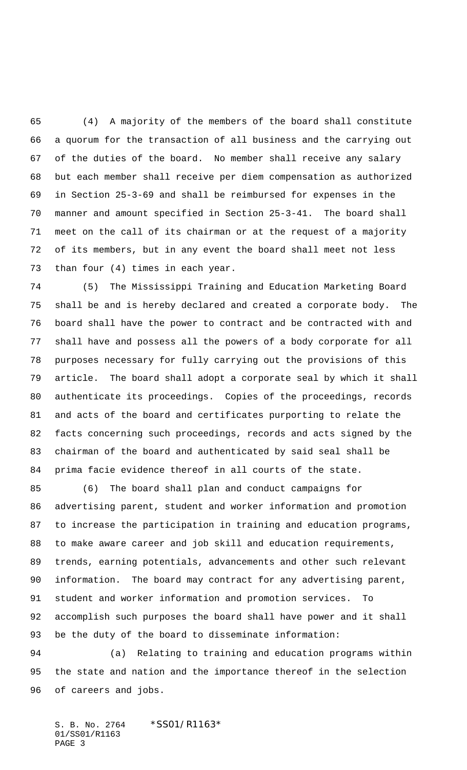(4) A majority of the members of the board shall constitute a quorum for the transaction of all business and the carrying out of the duties of the board. No member shall receive any salary but each member shall receive per diem compensation as authorized in Section 25-3-69 and shall be reimbursed for expenses in the manner and amount specified in Section 25-3-41. The board shall meet on the call of its chairman or at the request of a majority of its members, but in any event the board shall meet not less than four (4) times in each year.

(5) The Mississippi Training and Education Marketing Board shall be and is hereby declared and created a corporate body. The board shall have the power to contract and be contracted with and shall have and possess all the powers of a body corporate for all purposes necessary for fully carrying out the provisions of this article. The board shall adopt a corporate seal by which it shall authenticate its proceedings. Copies of the proceedings, records and acts of the board and certificates purporting to relate the facts concerning such proceedings, records and acts signed by the chairman of the board and authenticated by said seal shall be prima facie evidence thereof in all courts of the state.

(6) The board shall plan and conduct campaigns for advertising parent, student and worker information and promotion to increase the participation in training and education programs, to make aware career and job skill and education requirements, trends, earning potentials, advancements and other such relevant information. The board may contract for any advertising parent, student and worker information and promotion services. To accomplish such purposes the board shall have power and it shall be the duty of the board to disseminate information:

(a) Relating to training and education programs within the state and nation and the importance thereof in the selection of careers and jobs.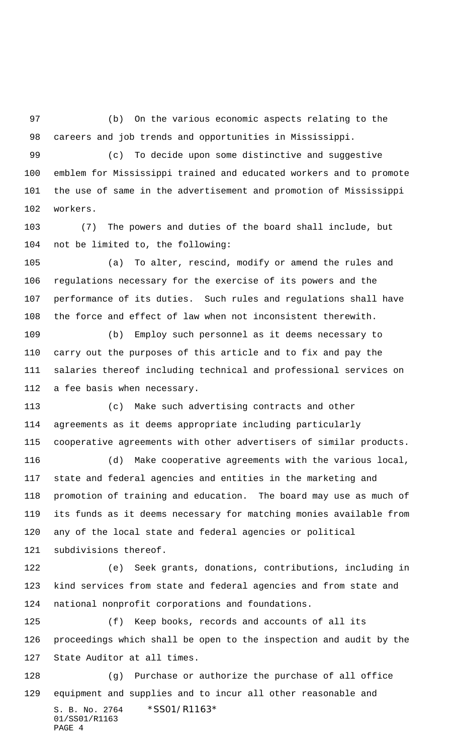(b) On the various economic aspects relating to the careers and job trends and opportunities in Mississippi.

(c) To decide upon some distinctive and suggestive emblem for Mississippi trained and educated workers and to promote the use of same in the advertisement and promotion of Mississippi workers.

(7) The powers and duties of the board shall include, but not be limited to, the following:

(a) To alter, rescind, modify or amend the rules and regulations necessary for the exercise of its powers and the performance of its duties. Such rules and regulations shall have the force and effect of law when not inconsistent therewith.

(b) Employ such personnel as it deems necessary to carry out the purposes of this article and to fix and pay the salaries thereof including technical and professional services on a fee basis when necessary.

(c) Make such advertising contracts and other agreements as it deems appropriate including particularly cooperative agreements with other advertisers of similar products.

(d) Make cooperative agreements with the various local, state and federal agencies and entities in the marketing and promotion of training and education. The board may use as much of its funds as it deems necessary for matching monies available from any of the local state and federal agencies or political subdivisions thereof.

(e) Seek grants, donations, contributions, including in kind services from state and federal agencies and from state and national nonprofit corporations and foundations.

(f) Keep books, records and accounts of all its proceedings which shall be open to the inspection and audit by the State Auditor at all times.

(g) Purchase or authorize the purchase of all office equipment and supplies and to incur all other reasonable and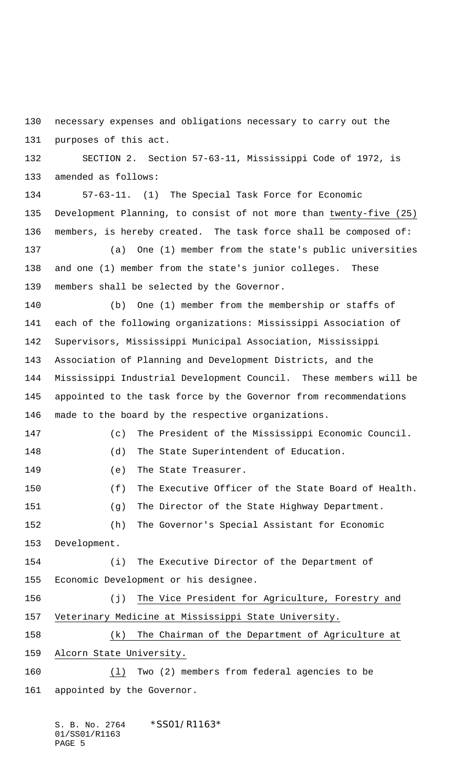necessary expenses and obligations necessary to carry out the purposes of this act.

SECTION 2. Section 57-63-11, Mississippi Code of 1972, is amended as follows:

57-63-11. (1) The Special Task Force for Economic Development Planning, to consist of not more than twenty-five (25) members, is hereby created. The task force shall be composed of:

(a) One (1) member from the state's public universities and one (1) member from the state's junior colleges. These members shall be selected by the Governor.

(b) One (1) member from the membership or staffs of each of the following organizations: Mississippi Association of Supervisors, Mississippi Municipal Association, Mississippi Association of Planning and Development Districts, and the Mississippi Industrial Development Council. These members will be appointed to the task force by the Governor from recommendations made to the board by the respective organizations.

(c) The President of the Mississippi Economic Council.

(d) The State Superintendent of Education.

(e) The State Treasurer.

(f) The Executive Officer of the State Board of Health.

(g) The Director of the State Highway Department.

(h) The Governor's Special Assistant for Economic Development.

(i) The Executive Director of the Department of Economic Development or his designee.

(j) The Vice President for Agriculture, Forestry and Veterinary Medicine at Mississippi State University.

(k) The Chairman of the Department of Agriculture at Alcorn State University.

(l) Two (2) members from federal agencies to be appointed by the Governor.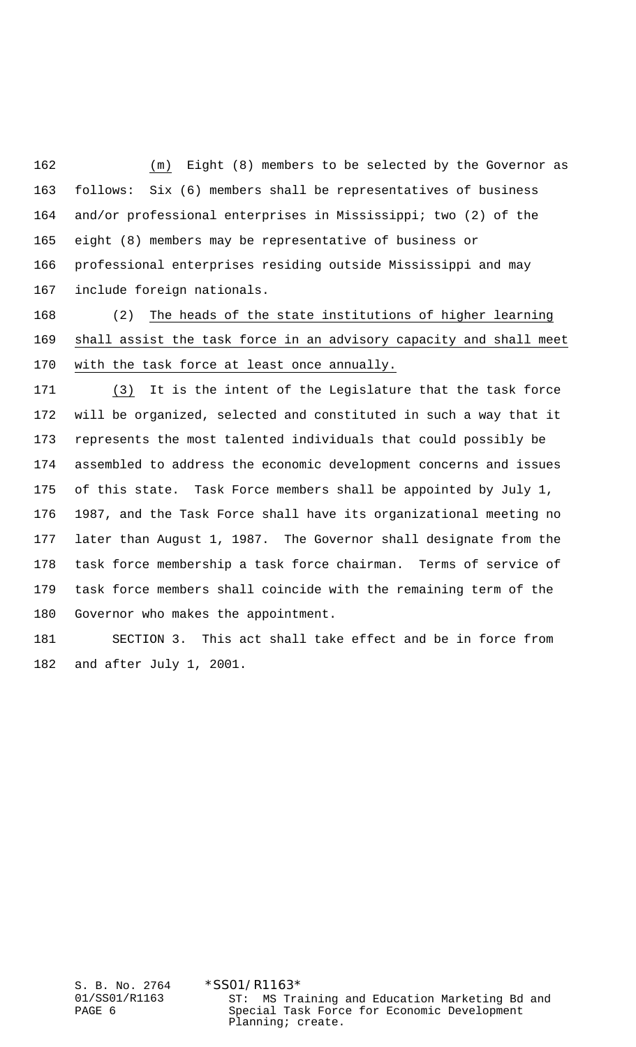(m) Eight (8) members to be selected by the Governor as follows: Six (6) members shall be representatives of business and/or professional enterprises in Mississippi; two (2) of the eight (8) members may be representative of business or professional enterprises residing outside Mississippi and may include foreign nationals.

(2) The heads of the state institutions of higher learning shall assist the task force in an advisory capacity and shall meet with the task force at least once annually.

(3) It is the intent of the Legislature that the task force will be organized, selected and constituted in such a way that it represents the most talented individuals that could possibly be assembled to address the economic development concerns and issues of this state. Task Force members shall be appointed by July 1, 1987, and the Task Force shall have its organizational meeting no later than August 1, 1987. The Governor shall designate from the task force membership a task force chairman. Terms of service of task force members shall coincide with the remaining term of the Governor who makes the appointment.

SECTION 3. This act shall take effect and be in force from and after July 1, 2001.